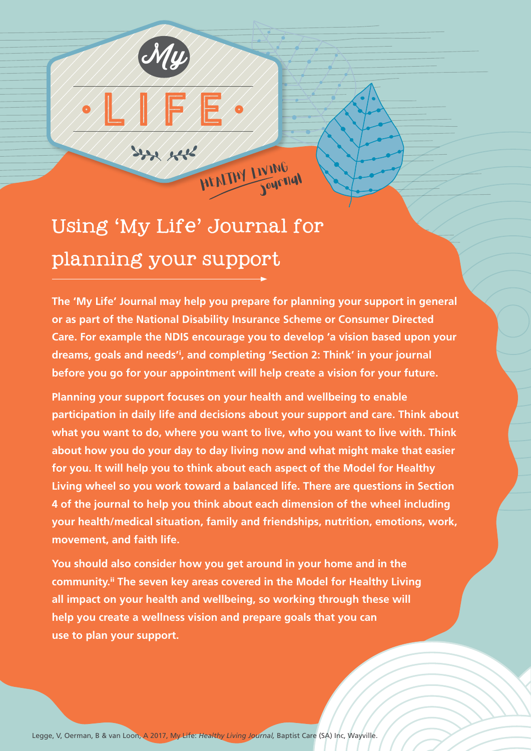My

LIFE

HEALTHY LIVING Journal

# Using 'My Life' Journal for planning your support

**The 'My Life' Journal may help you prepare for planning your support in general or as part of the National Disability Insurance Scheme or Consumer Directed Care. For example the NDIS encourage you to develop 'a vision based upon your dreams, goals and needs'[i], and completing 'Section 2: Think' in your journal before you go for your appointment will help create a vision for your future.**

**Planning your support focuses on your health and wellbeing to enable participation in daily life and decisions about your support and care. Think about what you want to do, where you want to live, who you want to live with. Think about how you do your day to day living now and what might make that easier for you. It will help you to think about each aspect of the Model for Healthy Living wheel so you work toward a balanced life. There are questions in Section 4 of the journal to help you think about each dimension of the wheel including your health/medical situation, family and friendships, nutrition, emotions, work, movement, and faith life.**

**You should also consider how you get around in your home and in the community.[ii] The seven key areas covered in the Model for Healthy Living all impact on your health and wellbeing, so working through these will help you create a wellness vision and prepare goals that you can use to plan your support.**

Legge, V, Oerman, B & van Loon, A 2017, My Life: *Healthy Living Journal,* Baptist Care (SA) Inc, Wayville.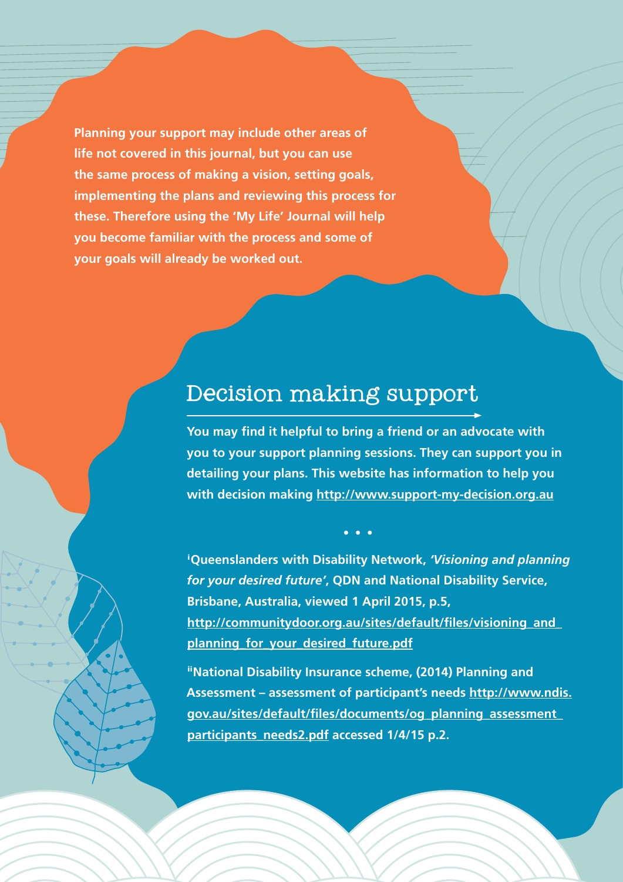**Planning your support may include other areas of life not covered in this journal, but you can use the same process of making a vision, setting goals, implementing the plans and reviewing this process for these. Therefore using the 'My Life' Journal will help you become familiar with the process and some of your goals will already be worked out.**

## Decision making support

**You may find it helpful to bring a friend or an advocate with you to your support planning sessions. They can support you in detailing your plans. This website has information to help you with decision making http://www.support-my-decision.org.au**

• • •

**[i]Queenslanders with Disability Network, *'Visioning and planning for your desired future'*, QDN and National Disability Service, Brisbane, Australia, viewed 1 April 2015, p.5, http://communitydoor.org.au/sites/default/files/visioning_and_planning_for_your_desired_future.pdf**

**[ii]National Disability Insurance scheme, (2014) Planning and Assessment – assessment of participant's needs http://www.ndis.gov.au/sites/default/files/documents/og_planning_assessment_participants_needs2.pdf accessed 1/4/15 p.2.**